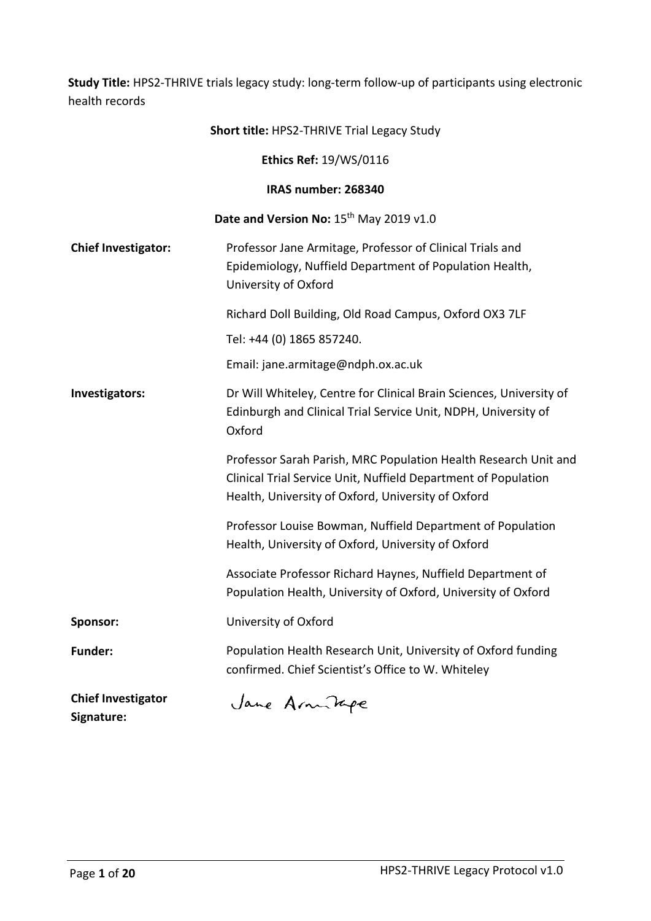**Study Title:** HPS2-THRIVE trials legacy study: long-term follow-up of participants using electronic health records

**Short title:** HPS2-THRIVE Trial Legacy Study

**Ethics Ref:** 19/WS/0116

**IRAS number: 268340**

**Date and Version No:** 15th May 2019 v1.0

| | |
|---|---|
| **Chief Investigator:** | Professor Jane Armitage, Professor of Clinical Trials and Epidemiology, Nuffield Department of Population Health, University of Oxford<br><br>Richard Doll Building, Old Road Campus, Oxford OX3 7LF<br><br>Tel: +44 (0) 1865 857240.<br><br>Email: jane.armitage@ndph.ox.ac.uk |
| **Investigators:** | Dr Will Whiteley, Centre for Clinical Brain Sciences, University of Edinburgh and Clinical Trial Service Unit, NDPH, University of Oxford<br><br>Professor Sarah Parish, MRC Population Health Research Unit and Clinical Trial Service Unit, Nuffield Department of Population Health, University of Oxford, University of Oxford<br><br>Professor Louise Bowman, Nuffield Department of Population Health, University of Oxford, University of Oxford<br><br>Associate Professor Richard Haynes, Nuffield Department of Population Health, University of Oxford, University of Oxford |
| **Sponsor:** | University of Oxford |
| **Funder:** | Population Health Research Unit, University of Oxford funding confirmed. Chief Scientist's Office to W. Whiteley |
| **Chief Investigator Signature:** | Jane Armitage |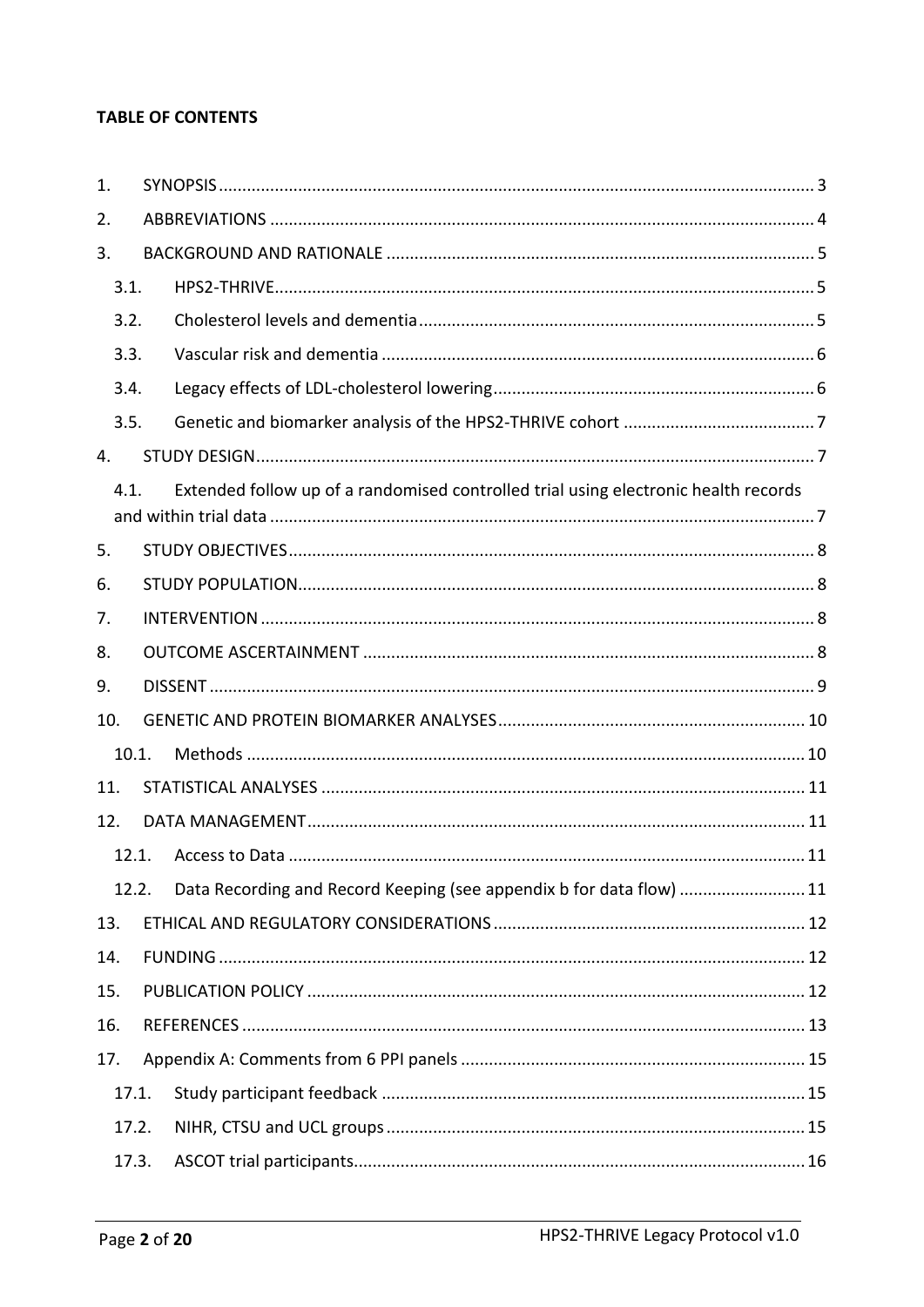**TABLE OF CONTENTS**

1. SYNOPSIS ........ 3
2. ABBREVIATIONS ........ 4
3. BACKGROUND AND RATIONALE ........ 5
   - 3.1. HPS2-THRIVE ........ 5
   - 3.2. Cholesterol levels and dementia ........ 5
   - 3.3. Vascular risk and dementia ........ 6
   - 3.4. Legacy effects of LDL-cholesterol lowering ........ 6
   - 3.5. Genetic and biomarker analysis of the HPS2-THRIVE cohort ........ 7
4. STUDY DESIGN ........ 7
   - 4.1. Extended follow up of a randomised controlled trial using electronic health records and within trial data ........ 7
5. STUDY OBJECTIVES ........ 8
6. STUDY POPULATION ........ 8
7. INTERVENTION ........ 8
8. OUTCOME ASCERTAINMENT ........ 8
9. DISSENT ........ 9
10. GENETIC AND PROTEIN BIOMARKER ANALYSES ........ 10
    - 10.1. Methods ........ 10
11. STATISTICAL ANALYSES ........ 11
12. DATA MANAGEMENT ........ 11
    - 12.1. Access to Data ........ 11
    - 12.2. Data Recording and Record Keeping (see appendix b for data flow) ........ 11
13. ETHICAL AND REGULATORY CONSIDERATIONS ........ 12
14. FUNDING ........ 12
15. PUBLICATION POLICY ........ 12
16. REFERENCES ........ 13
17. Appendix A: Comments from 6 PPI panels ........ 15
    - 17.1. Study participant feedback ........ 15
    - 17.2. NIHR, CTSU and UCL groups ........ 15
    - 17.3. ASCOT trial participants ........ 16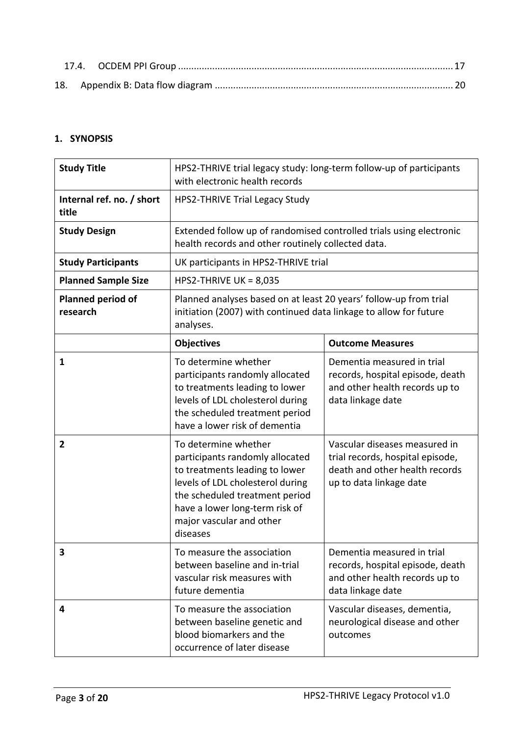| | | |
|---|---|---|
| 17.4. | OCDEM PPI Group | 17 |
| 18. | Appendix B: Data flow diagram | 20 |

## 1. SYNOPSIS

| **Study Title** | HPS2-THRIVE trial legacy study: long-term follow-up of participants with electronic health records | |
|---|---|---|
| **Internal ref. no. / short title** | HPS2-THRIVE Trial Legacy Study | |
| **Study Design** | Extended follow up of randomised controlled trials using electronic health records and other routinely collected data. | |
| **Study Participants** | UK participants in HPS2-THRIVE trial | |
| **Planned Sample Size** | HPS2-THRIVE UK = 8,035 | |
| **Planned period of research** | Planned analyses based on at least 20 years' follow-up from trial initiation (2007) with continued data linkage to allow for future analyses. | |
| | **Objectives** | **Outcome Measures** |
| **1** | To determine whether participants randomly allocated to treatments leading to lower levels of LDL cholesterol during the scheduled treatment period have a lower risk of dementia | Dementia measured in trial records, hospital episode, death and other health records up to data linkage date |
| **2** | To determine whether participants randomly allocated to treatments leading to lower levels of LDL cholesterol during the scheduled treatment period have a lower long-term risk of major vascular and other diseases | Vascular diseases measured in trial records, hospital episode, death and other health records up to data linkage date |
| **3** | To measure the association between baseline and in-trial vascular risk measures with future dementia | Dementia measured in trial records, hospital episode, death and other health records up to data linkage date |
| **4** | To measure the association between baseline genetic and blood biomarkers and the occurrence of later disease | Vascular diseases, dementia, neurological disease and other outcomes |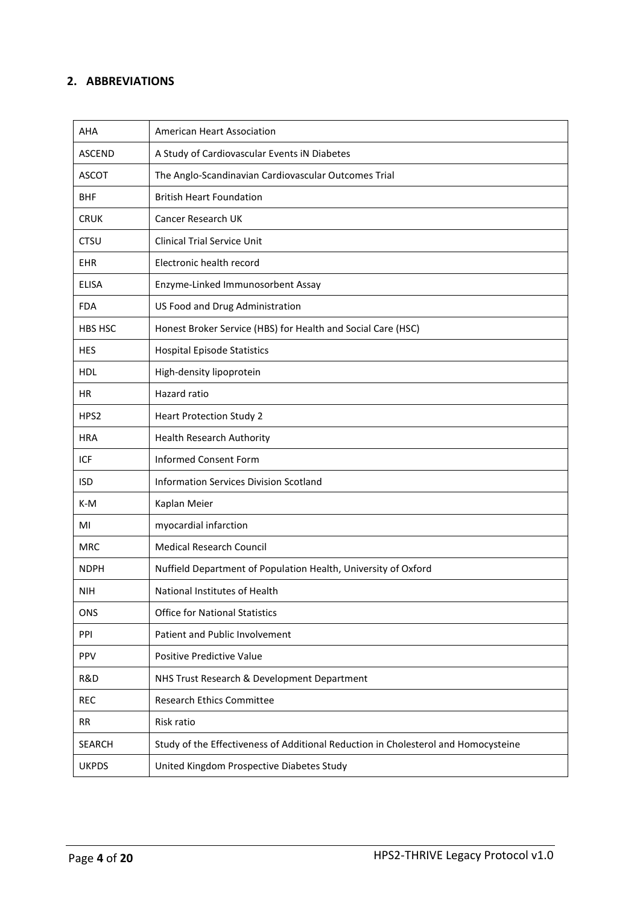## 2. ABBREVIATIONS

| | |
|---|---|
| AHA | American Heart Association |
| ASCEND | A Study of Cardiovascular Events iN Diabetes |
| ASCOT | The Anglo-Scandinavian Cardiovascular Outcomes Trial |
| BHF | British Heart Foundation |
| CRUK | Cancer Research UK |
| CTSU | Clinical Trial Service Unit |
| EHR | Electronic health record |
| ELISA | Enzyme-Linked Immunosorbent Assay |
| FDA | US Food and Drug Administration |
| HBS HSC | Honest Broker Service (HBS) for Health and Social Care (HSC) |
| HES | Hospital Episode Statistics |
| HDL | High-density lipoprotein |
| HR | Hazard ratio |
| HPS2 | Heart Protection Study 2 |
| HRA | Health Research Authority |
| ICF | Informed Consent Form |
| ISD | Information Services Division Scotland |
| K-M | Kaplan Meier |
| MI | myocardial infarction |
| MRC | Medical Research Council |
| NDPH | Nuffield Department of Population Health, University of Oxford |
| NIH | National Institutes of Health |
| ONS | Office for National Statistics |
| PPI | Patient and Public Involvement |
| PPV | Positive Predictive Value |
| R&D | NHS Trust Research & Development Department |
| REC | Research Ethics Committee |
| RR | Risk ratio |
| SEARCH | Study of the Effectiveness of Additional Reduction in Cholesterol and Homocysteine |
| UKPDS | United Kingdom Prospective Diabetes Study |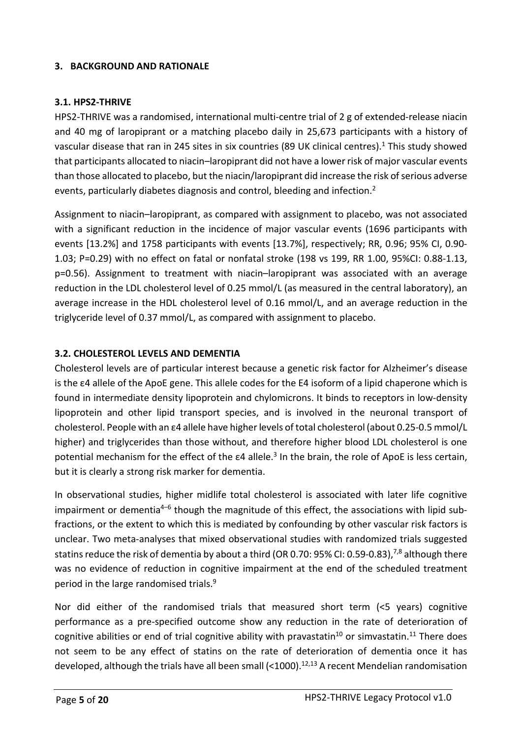## 3. BACKGROUND AND RATIONALE

### 3.1. HPS2-THRIVE

HPS2-THRIVE was a randomised, international multi-centre trial of 2 g of extended-release niacin and 40 mg of laropiprant or a matching placebo daily in 25,673 participants with a history of vascular disease that ran in 245 sites in six countries (89 UK clinical centres).[1] This study showed that participants allocated to niacin–laropiprant did not have a lower risk of major vascular events than those allocated to placebo, but the niacin/laropiprant did increase the risk of serious adverse events, particularly diabetes diagnosis and control, bleeding and infection.[2]

Assignment to niacin–laropiprant, as compared with assignment to placebo, was not associated with a significant reduction in the incidence of major vascular events (1696 participants with events [13.2%] and 1758 participants with events [13.7%], respectively; RR, 0.96; 95% CI, 0.90-1.03; P=0.29) with no effect on fatal or nonfatal stroke (198 vs 199, RR 1.00, 95%CI: 0.88-1.13, p=0.56). Assignment to treatment with niacin–laropiprant was associated with an average reduction in the LDL cholesterol level of 0.25 mmol/L (as measured in the central laboratory), an average increase in the HDL cholesterol level of 0.16 mmol/L, and an average reduction in the triglyceride level of 0.37 mmol/L, as compared with assignment to placebo.

### 3.2. CHOLESTEROL LEVELS AND DEMENTIA

Cholesterol levels are of particular interest because a genetic risk factor for Alzheimer's disease is the ε4 allele of the ApoE gene. This allele codes for the E4 isoform of a lipid chaperone which is found in intermediate density lipoprotein and chylomicrons. It binds to receptors in low-density lipoprotein and other lipid transport species, and is involved in the neuronal transport of cholesterol. People with an ε4 allele have higher levels of total cholesterol (about 0.25-0.5 mmol/L higher) and triglycerides than those without, and therefore higher blood LDL cholesterol is one potential mechanism for the effect of the ε4 allele.[3] In the brain, the role of ApoE is less certain, but it is clearly a strong risk marker for dementia.

In observational studies, higher midlife total cholesterol is associated with later life cognitive impairment or dementia[4–6] though the magnitude of this effect, the associations with lipid sub-fractions, or the extent to which this is mediated by confounding by other vascular risk factors is unclear. Two meta-analyses that mixed observational studies with randomized trials suggested statins reduce the risk of dementia by about a third (OR 0.70: 95% CI: 0.59-0.83),[7,8] although there was no evidence of reduction in cognitive impairment at the end of the scheduled treatment period in the large randomised trials.[9]

Nor did either of the randomised trials that measured short term (<5 years) cognitive performance as a pre-specified outcome show any reduction in the rate of deterioration of cognitive abilities or end of trial cognitive ability with pravastatin[10] or simvastatin.[11] There does not seem to be any effect of statins on the rate of deterioration of dementia once it has developed, although the trials have all been small (<1000).[12,13] A recent Mendelian randomisation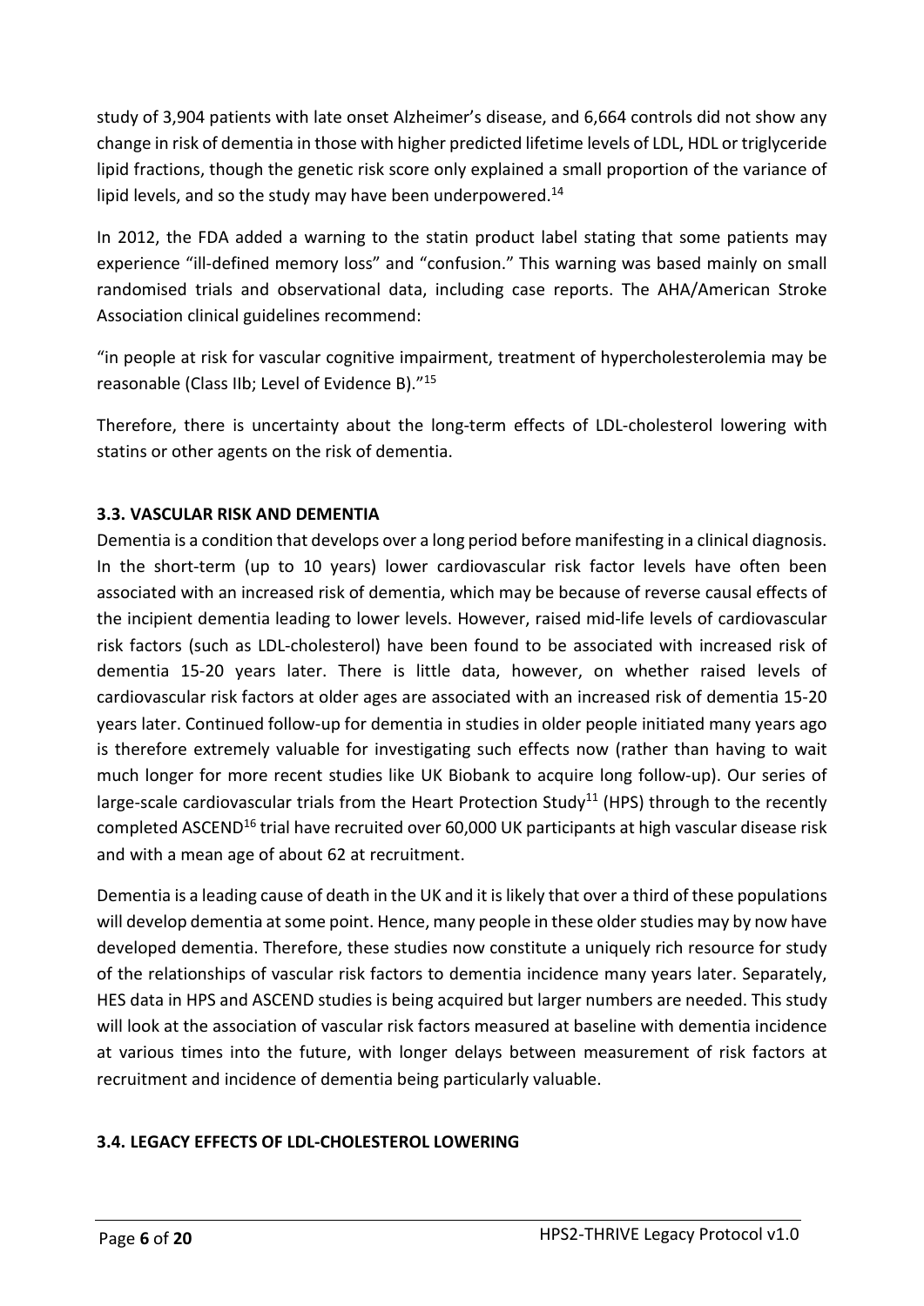study of 3,904 patients with late onset Alzheimer's disease, and 6,664 controls did not show any change in risk of dementia in those with higher predicted lifetime levels of LDL, HDL or triglyceride lipid fractions, though the genetic risk score only explained a small proportion of the variance of lipid levels, and so the study may have been underpowered.[14]

In 2012, the FDA added a warning to the statin product label stating that some patients may experience "ill-defined memory loss" and "confusion." This warning was based mainly on small randomised trials and observational data, including case reports. The AHA/American Stroke Association clinical guidelines recommend:

"in people at risk for vascular cognitive impairment, treatment of hypercholesterolemia may be reasonable (Class IIb; Level of Evidence B)."[15]

Therefore, there is uncertainty about the long-term effects of LDL-cholesterol lowering with statins or other agents on the risk of dementia.

### 3.3. VASCULAR RISK AND DEMENTIA

Dementia is a condition that develops over a long period before manifesting in a clinical diagnosis. In the short-term (up to 10 years) lower cardiovascular risk factor levels have often been associated with an increased risk of dementia, which may be because of reverse causal effects of the incipient dementia leading to lower levels. However, raised mid-life levels of cardiovascular risk factors (such as LDL-cholesterol) have been found to be associated with increased risk of dementia 15-20 years later. There is little data, however, on whether raised levels of cardiovascular risk factors at older ages are associated with an increased risk of dementia 15-20 years later. Continued follow-up for dementia in studies in older people initiated many years ago is therefore extremely valuable for investigating such effects now (rather than having to wait much longer for more recent studies like UK Biobank to acquire long follow-up). Our series of large-scale cardiovascular trials from the Heart Protection Study[11] (HPS) through to the recently completed ASCEND[16] trial have recruited over 60,000 UK participants at high vascular disease risk and with a mean age of about 62 at recruitment.

Dementia is a leading cause of death in the UK and it is likely that over a third of these populations will develop dementia at some point. Hence, many people in these older studies may by now have developed dementia. Therefore, these studies now constitute a uniquely rich resource for study of the relationships of vascular risk factors to dementia incidence many years later. Separately, HES data in HPS and ASCEND studies is being acquired but larger numbers are needed. This study will look at the association of vascular risk factors measured at baseline with dementia incidence at various times into the future, with longer delays between measurement of risk factors at recruitment and incidence of dementia being particularly valuable.

### 3.4. LEGACY EFFECTS OF LDL-CHOLESTEROL LOWERING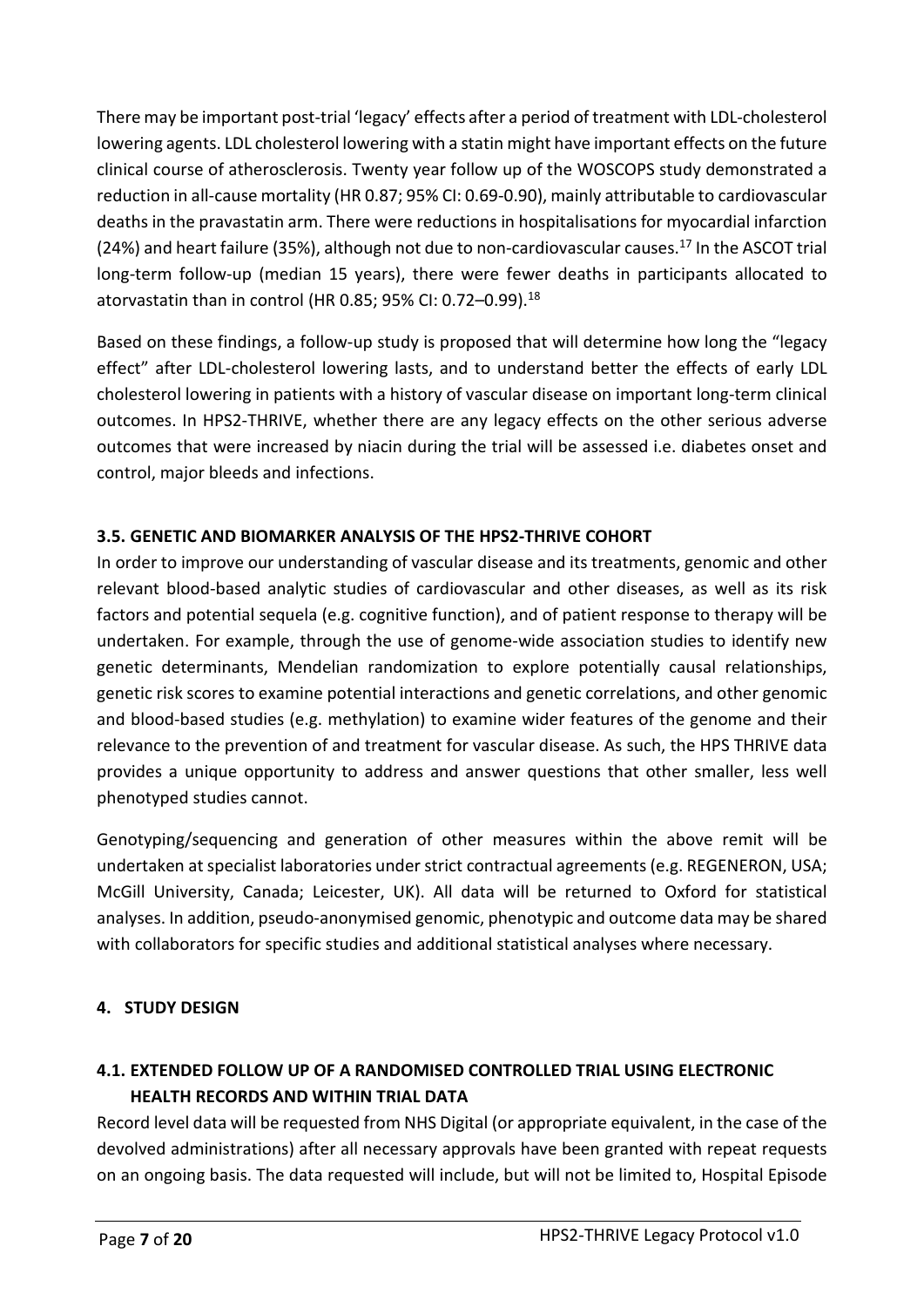There may be important post-trial 'legacy' effects after a period of treatment with LDL-cholesterol lowering agents. LDL cholesterol lowering with a statin might have important effects on the future clinical course of atherosclerosis. Twenty year follow up of the WOSCOPS study demonstrated a reduction in all-cause mortality (HR 0.87; 95% CI: 0.69-0.90), mainly attributable to cardiovascular deaths in the pravastatin arm. There were reductions in hospitalisations for myocardial infarction (24%) and heart failure (35%), although not due to non-cardiovascular causes.[17] In the ASCOT trial long-term follow-up (median 15 years), there were fewer deaths in participants allocated to atorvastatin than in control (HR 0.85; 95% CI: 0.72–0.99).[18]

Based on these findings, a follow-up study is proposed that will determine how long the "legacy effect" after LDL-cholesterol lowering lasts, and to understand better the effects of early LDL cholesterol lowering in patients with a history of vascular disease on important long-term clinical outcomes. In HPS2-THRIVE, whether there are any legacy effects on the other serious adverse outcomes that were increased by niacin during the trial will be assessed i.e. diabetes onset and control, major bleeds and infections.

### 3.5. GENETIC AND BIOMARKER ANALYSIS OF THE HPS2-THRIVE COHORT

In order to improve our understanding of vascular disease and its treatments, genomic and other relevant blood-based analytic studies of cardiovascular and other diseases, as well as its risk factors and potential sequela (e.g. cognitive function), and of patient response to therapy will be undertaken. For example, through the use of genome-wide association studies to identify new genetic determinants, Mendelian randomization to explore potentially causal relationships, genetic risk scores to examine potential interactions and genetic correlations, and other genomic and blood-based studies (e.g. methylation) to examine wider features of the genome and their relevance to the prevention of and treatment for vascular disease. As such, the HPS THRIVE data provides a unique opportunity to address and answer questions that other smaller, less well phenotyped studies cannot.

Genotyping/sequencing and generation of other measures within the above remit will be undertaken at specialist laboratories under strict contractual agreements (e.g. REGENERON, USA; McGill University, Canada; Leicester, UK). All data will be returned to Oxford for statistical analyses. In addition, pseudo-anonymised genomic, phenotypic and outcome data may be shared with collaborators for specific studies and additional statistical analyses where necessary.

## 4. STUDY DESIGN

### 4.1. EXTENDED FOLLOW UP OF A RANDOMISED CONTROLLED TRIAL USING ELECTRONIC HEALTH RECORDS AND WITHIN TRIAL DATA

Record level data will be requested from NHS Digital (or appropriate equivalent, in the case of the devolved administrations) after all necessary approvals have been granted with repeat requests on an ongoing basis. The data requested will include, but will not be limited to, Hospital Episode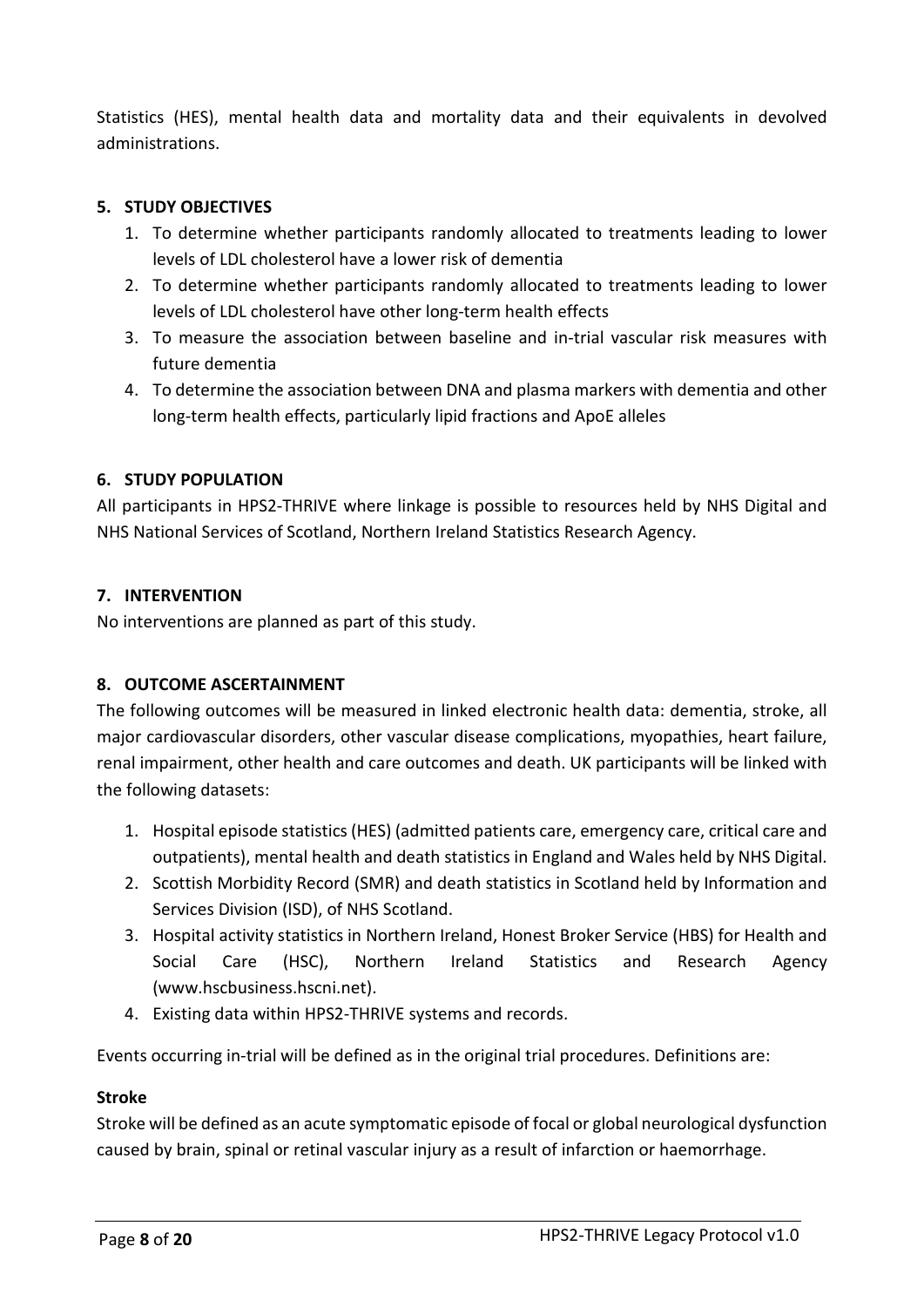Statistics (HES), mental health data and mortality data and their equivalents in devolved administrations.

## 5. STUDY OBJECTIVES

1. To determine whether participants randomly allocated to treatments leading to lower levels of LDL cholesterol have a lower risk of dementia
2. To determine whether participants randomly allocated to treatments leading to lower levels of LDL cholesterol have other long-term health effects
3. To measure the association between baseline and in-trial vascular risk measures with future dementia
4. To determine the association between DNA and plasma markers with dementia and other long-term health effects, particularly lipid fractions and ApoE alleles

## 6. STUDY POPULATION

All participants in HPS2-THRIVE where linkage is possible to resources held by NHS Digital and NHS National Services of Scotland, Northern Ireland Statistics Research Agency.

## 7. INTERVENTION

No interventions are planned as part of this study.

## 8. OUTCOME ASCERTAINMENT

The following outcomes will be measured in linked electronic health data: dementia, stroke, all major cardiovascular disorders, other vascular disease complications, myopathies, heart failure, renal impairment, other health and care outcomes and death. UK participants will be linked with the following datasets:

1. Hospital episode statistics (HES) (admitted patients care, emergency care, critical care and outpatients), mental health and death statistics in England and Wales held by NHS Digital.
2. Scottish Morbidity Record (SMR) and death statistics in Scotland held by Information and Services Division (ISD), of NHS Scotland.
3. Hospital activity statistics in Northern Ireland, Honest Broker Service (HBS) for Health and Social Care (HSC), Northern Ireland Statistics and Research Agency (www.hscbusiness.hscni.net).
4. Existing data within HPS2-THRIVE systems and records.

Events occurring in-trial will be defined as in the original trial procedures. Definitions are:

### Stroke

Stroke will be defined as an acute symptomatic episode of focal or global neurological dysfunction caused by brain, spinal or retinal vascular injury as a result of infarction or haemorrhage.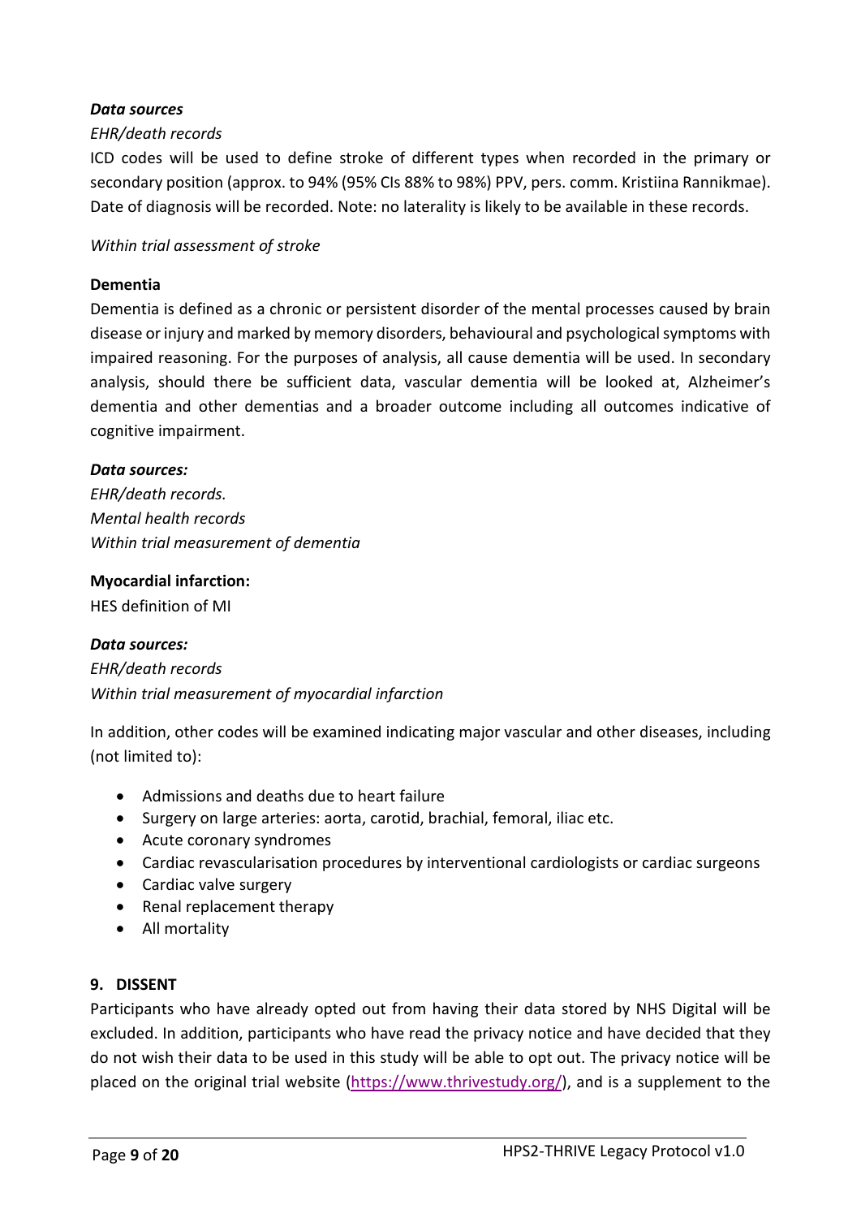***Data sources***

*EHR/death records*

ICD codes will be used to define stroke of different types when recorded in the primary or secondary position (approx. to 94% (95% CIs 88% to 98%) PPV, pers. comm. Kristiina Rannikmae). Date of diagnosis will be recorded. Note: no laterality is likely to be available in these records.

*Within trial assessment of stroke*

**Dementia**

Dementia is defined as a chronic or persistent disorder of the mental processes caused by brain disease or injury and marked by memory disorders, behavioural and psychological symptoms with impaired reasoning. For the purposes of analysis, all cause dementia will be used. In secondary analysis, should there be sufficient data, vascular dementia will be looked at, Alzheimer's dementia and other dementias and a broader outcome including all outcomes indicative of cognitive impairment.

***Data sources:***

*EHR/death records.*
*Mental health records*
*Within trial measurement of dementia*

**Myocardial infarction:**

HES definition of MI

***Data sources:***

*EHR/death records*
*Within trial measurement of myocardial infarction*

In addition, other codes will be examined indicating major vascular and other diseases, including (not limited to):

- Admissions and deaths due to heart failure
- Surgery on large arteries: aorta, carotid, brachial, femoral, iliac etc.
- Acute coronary syndromes
- Cardiac revascularisation procedures by interventional cardiologists or cardiac surgeons
- Cardiac valve surgery
- Renal replacement therapy
- All mortality

## 9. DISSENT

Participants who have already opted out from having their data stored by NHS Digital will be excluded. In addition, participants who have read the privacy notice and have decided that they do not wish their data to be used in this study will be able to opt out. The privacy notice will be placed on the original trial website (https://www.thrivestudy.org/), and is a supplement to the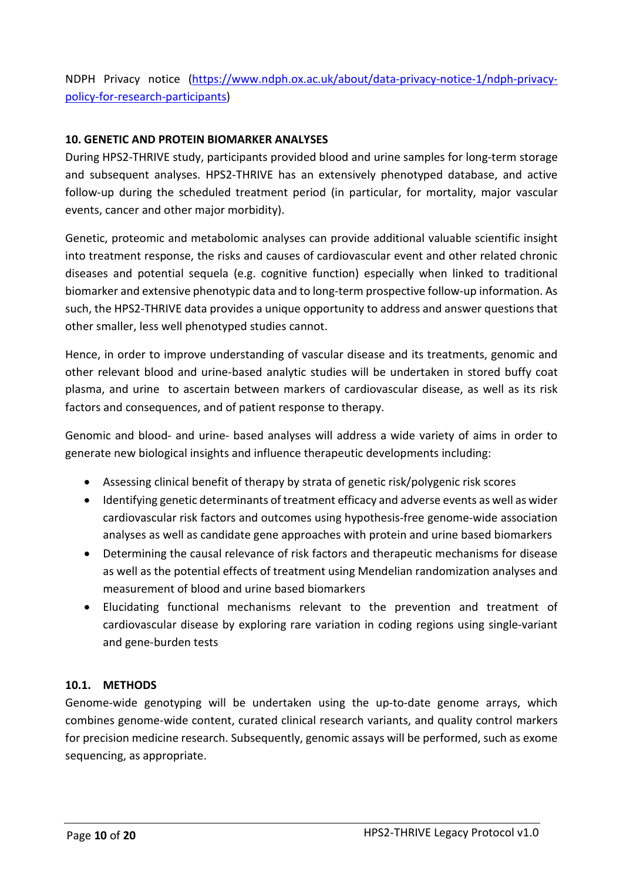NDPH Privacy notice ([https://www.ndph.ox.ac.uk/about/data-privacy-notice-1/ndph-privacy-policy-for-research-participants](https://www.ndph.ox.ac.uk/about/data-privacy-notice-1/ndph-privacy-policy-for-research-participants))

## 10. GENETIC AND PROTEIN BIOMARKER ANALYSES

During HPS2-THRIVE study, participants provided blood and urine samples for long-term storage and subsequent analyses. HPS2-THRIVE has an extensively phenotyped database, and active follow-up during the scheduled treatment period (in particular, for mortality, major vascular events, cancer and other major morbidity).

Genetic, proteomic and metabolomic analyses can provide additional valuable scientific insight into treatment response, the risks and causes of cardiovascular event and other related chronic diseases and potential sequela (e.g. cognitive function) especially when linked to traditional biomarker and extensive phenotypic data and to long-term prospective follow-up information. As such, the HPS2-THRIVE data provides a unique opportunity to address and answer questions that other smaller, less well phenotyped studies cannot.

Hence, in order to improve understanding of vascular disease and its treatments, genomic and other relevant blood and urine-based analytic studies will be undertaken in stored buffy coat plasma, and urine to ascertain between markers of cardiovascular disease, as well as its risk factors and consequences, and of patient response to therapy.

Genomic and blood- and urine- based analyses will address a wide variety of aims in order to generate new biological insights and influence therapeutic developments including:

- Assessing clinical benefit of therapy by strata of genetic risk/polygenic risk scores
- Identifying genetic determinants of treatment efficacy and adverse events as well as wider cardiovascular risk factors and outcomes using hypothesis-free genome-wide association analyses as well as candidate gene approaches with protein and urine based biomarkers
- Determining the causal relevance of risk factors and therapeutic mechanisms for disease as well as the potential effects of treatment using Mendelian randomization analyses and measurement of blood and urine based biomarkers
- Elucidating functional mechanisms relevant to the prevention and treatment of cardiovascular disease by exploring rare variation in coding regions using single-variant and gene-burden tests

### 10.1. METHODS

Genome-wide genotyping will be undertaken using the up-to-date genome arrays, which combines genome-wide content, curated clinical research variants, and quality control markers for precision medicine research. Subsequently, genomic assays will be performed, such as exome sequencing, as appropriate.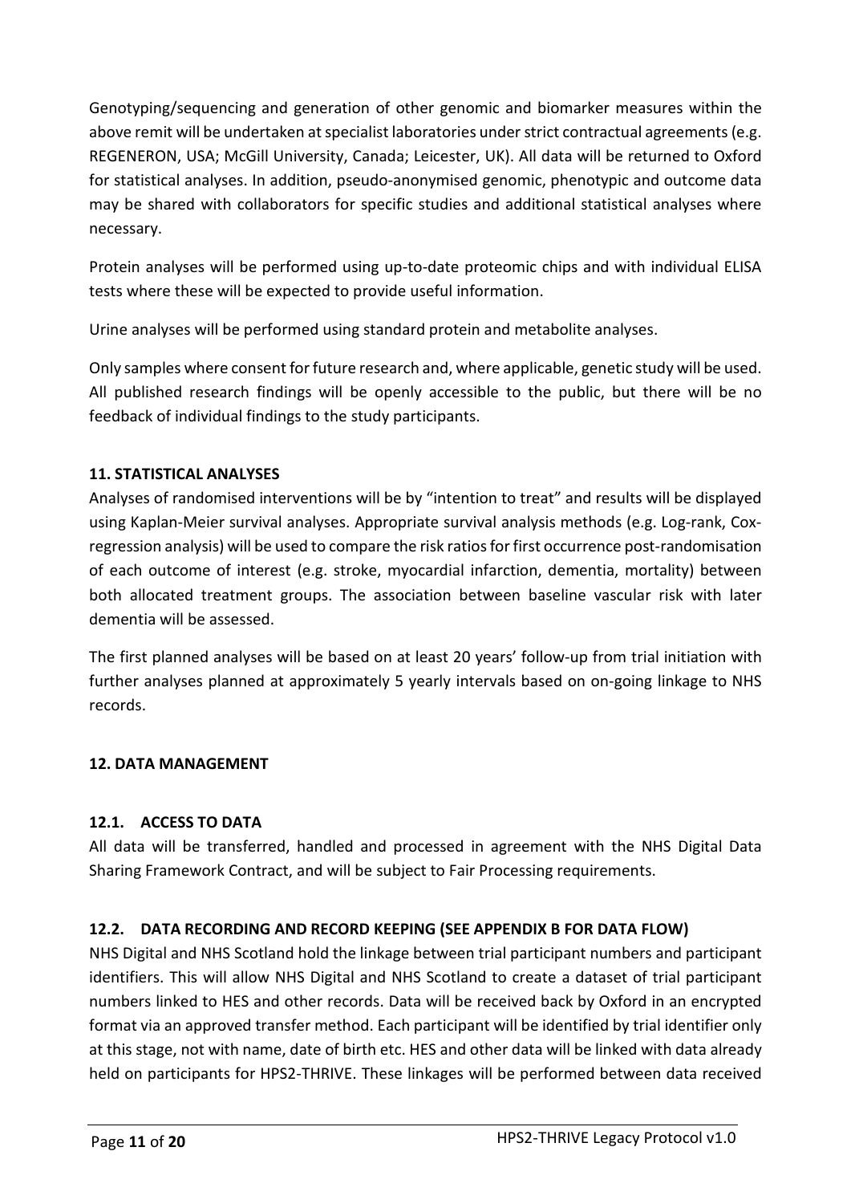Genotyping/sequencing and generation of other genomic and biomarker measures within the above remit will be undertaken at specialist laboratories under strict contractual agreements (e.g. REGENERON, USA; McGill University, Canada; Leicester, UK). All data will be returned to Oxford for statistical analyses. In addition, pseudo-anonymised genomic, phenotypic and outcome data may be shared with collaborators for specific studies and additional statistical analyses where necessary.

Protein analyses will be performed using up-to-date proteomic chips and with individual ELISA tests where these will be expected to provide useful information.

Urine analyses will be performed using standard protein and metabolite analyses.

Only samples where consent for future research and, where applicable, genetic study will be used. All published research findings will be openly accessible to the public, but there will be no feedback of individual findings to the study participants.

## 11. STATISTICAL ANALYSES

Analyses of randomised interventions will be by "intention to treat" and results will be displayed using Kaplan-Meier survival analyses. Appropriate survival analysis methods (e.g. Log-rank, Cox-regression analysis) will be used to compare the risk ratios for first occurrence post-randomisation of each outcome of interest (e.g. stroke, myocardial infarction, dementia, mortality) between both allocated treatment groups. The association between baseline vascular risk with later dementia will be assessed.

The first planned analyses will be based on at least 20 years' follow-up from trial initiation with further analyses planned at approximately 5 yearly intervals based on on-going linkage to NHS records.

## 12. DATA MANAGEMENT

### 12.1. ACCESS TO DATA

All data will be transferred, handled and processed in agreement with the NHS Digital Data Sharing Framework Contract, and will be subject to Fair Processing requirements.

### 12.2. DATA RECORDING AND RECORD KEEPING (SEE APPENDIX B FOR DATA FLOW)

NHS Digital and NHS Scotland hold the linkage between trial participant numbers and participant identifiers. This will allow NHS Digital and NHS Scotland to create a dataset of trial participant numbers linked to HES and other records. Data will be received back by Oxford in an encrypted format via an approved transfer method. Each participant will be identified by trial identifier only at this stage, not with name, date of birth etc. HES and other data will be linked with data already held on participants for HPS2-THRIVE. These linkages will be performed between data received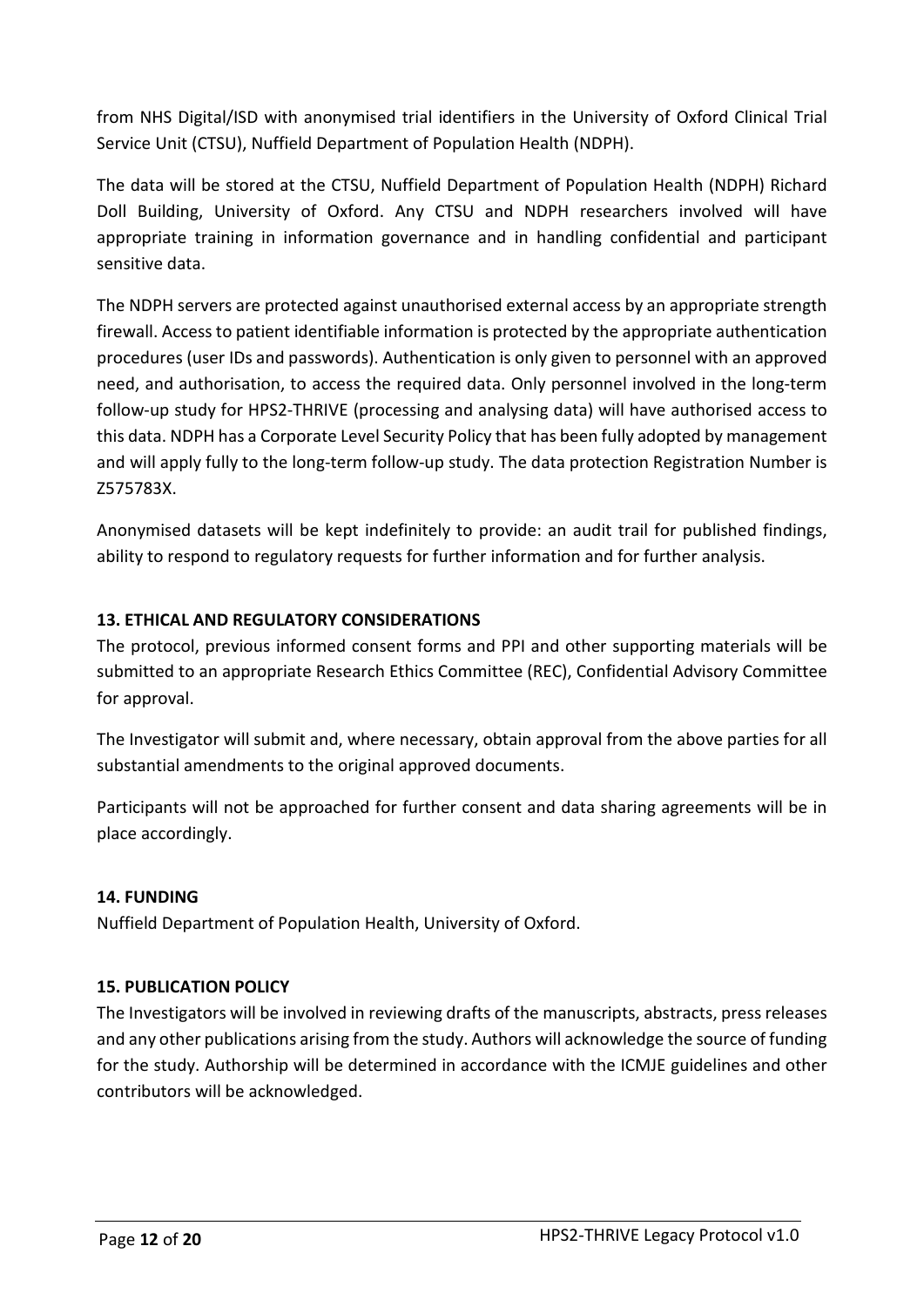from NHS Digital/ISD with anonymised trial identifiers in the University of Oxford Clinical Trial Service Unit (CTSU), Nuffield Department of Population Health (NDPH).

The data will be stored at the CTSU, Nuffield Department of Population Health (NDPH) Richard Doll Building, University of Oxford. Any CTSU and NDPH researchers involved will have appropriate training in information governance and in handling confidential and participant sensitive data.

The NDPH servers are protected against unauthorised external access by an appropriate strength firewall. Access to patient identifiable information is protected by the appropriate authentication procedures (user IDs and passwords). Authentication is only given to personnel with an approved need, and authorisation, to access the required data. Only personnel involved in the long-term follow-up study for HPS2-THRIVE (processing and analysing data) will have authorised access to this data. NDPH has a Corporate Level Security Policy that has been fully adopted by management and will apply fully to the long-term follow-up study. The data protection Registration Number is Z575783X.

Anonymised datasets will be kept indefinitely to provide: an audit trail for published findings, ability to respond to regulatory requests for further information and for further analysis.

### 13. ETHICAL AND REGULATORY CONSIDERATIONS

The protocol, previous informed consent forms and PPI and other supporting materials will be submitted to an appropriate Research Ethics Committee (REC), Confidential Advisory Committee for approval.

The Investigator will submit and, where necessary, obtain approval from the above parties for all substantial amendments to the original approved documents.

Participants will not be approached for further consent and data sharing agreements will be in place accordingly.

### 14. FUNDING

Nuffield Department of Population Health, University of Oxford.

### 15. PUBLICATION POLICY

The Investigators will be involved in reviewing drafts of the manuscripts, abstracts, press releases and any other publications arising from the study. Authors will acknowledge the source of funding for the study. Authorship will be determined in accordance with the ICMJE guidelines and other contributors will be acknowledged.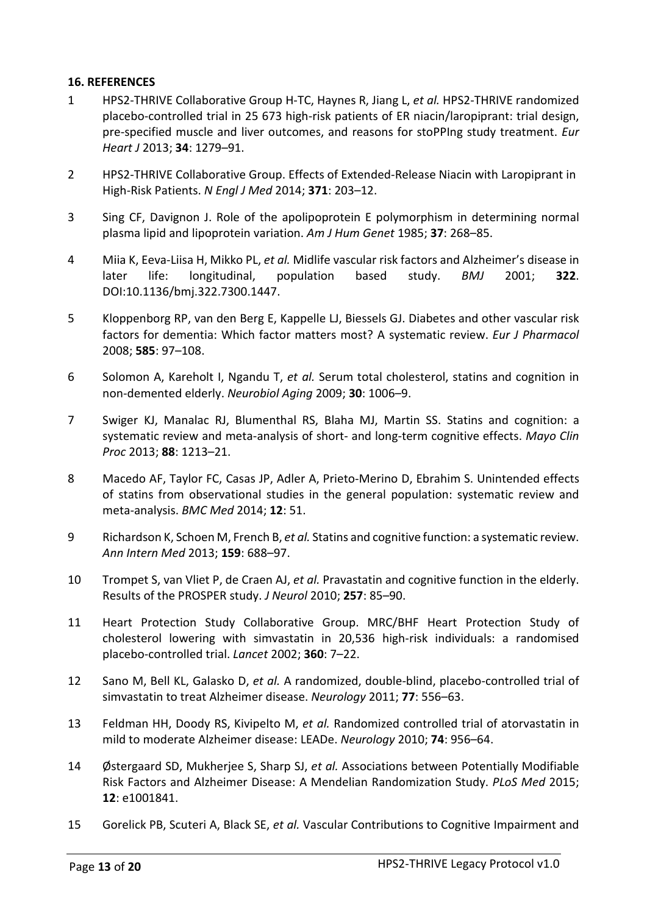## 16. REFERENCES

1. HPS2-THRIVE Collaborative Group H-TC, Haynes R, Jiang L, *et al.* HPS2-THRIVE randomized placebo-controlled trial in 25 673 high-risk patients of ER niacin/laropiprant: trial design, pre-specified muscle and liver outcomes, and reasons for stoPPIng study treatment. *Eur Heart J* 2013; **34**: 1279–91.

2. HPS2-THRIVE Collaborative Group. Effects of Extended-Release Niacin with Laropiprant in High-Risk Patients. *N Engl J Med* 2014; **371**: 203–12.

3. Sing CF, Davignon J. Role of the apolipoprotein E polymorphism in determining normal plasma lipid and lipoprotein variation. *Am J Hum Genet* 1985; **37**: 268–85.

4. Miia K, Eeva-Liisa H, Mikko PL, *et al.* Midlife vascular risk factors and Alzheimer's disease in later life: longitudinal, population based study. *BMJ* 2001; **322**. DOI:10.1136/bmj.322.7300.1447.

5. Kloppenborg RP, van den Berg E, Kappelle LJ, Biessels GJ. Diabetes and other vascular risk factors for dementia: Which factor matters most? A systematic review. *Eur J Pharmacol* 2008; **585**: 97–108.

6. Solomon A, Kareholt I, Ngandu T, *et al.* Serum total cholesterol, statins and cognition in non-demented elderly. *Neurobiol Aging* 2009; **30**: 1006–9.

7. Swiger KJ, Manalac RJ, Blumenthal RS, Blaha MJ, Martin SS. Statins and cognition: a systematic review and meta-analysis of short- and long-term cognitive effects. *Mayo Clin Proc* 2013; **88**: 1213–21.

8. Macedo AF, Taylor FC, Casas JP, Adler A, Prieto-Merino D, Ebrahim S. Unintended effects of statins from observational studies in the general population: systematic review and meta-analysis. *BMC Med* 2014; **12**: 51.

9. Richardson K, Schoen M, French B, *et al.* Statins and cognitive function: a systematic review. *Ann Intern Med* 2013; **159**: 688–97.

10. Trompet S, van Vliet P, de Craen AJ, *et al.* Pravastatin and cognitive function in the elderly. Results of the PROSPER study. *J Neurol* 2010; **257**: 85–90.

11. Heart Protection Study Collaborative Group. MRC/BHF Heart Protection Study of cholesterol lowering with simvastatin in 20,536 high-risk individuals: a randomised placebo-controlled trial. *Lancet* 2002; **360**: 7–22.

12. Sano M, Bell KL, Galasko D, *et al.* A randomized, double-blind, placebo-controlled trial of simvastatin to treat Alzheimer disease. *Neurology* 2011; **77**: 556–63.

13. Feldman HH, Doody RS, Kivipelto M, *et al.* Randomized controlled trial of atorvastatin in mild to moderate Alzheimer disease: LEADe. *Neurology* 2010; **74**: 956–64.

14. Østergaard SD, Mukherjee S, Sharp SJ, *et al.* Associations between Potentially Modifiable Risk Factors and Alzheimer Disease: A Mendelian Randomization Study. *PLoS Med* 2015; **12**: e1001841.

15. Gorelick PB, Scuteri A, Black SE, *et al.* Vascular Contributions to Cognitive Impairment and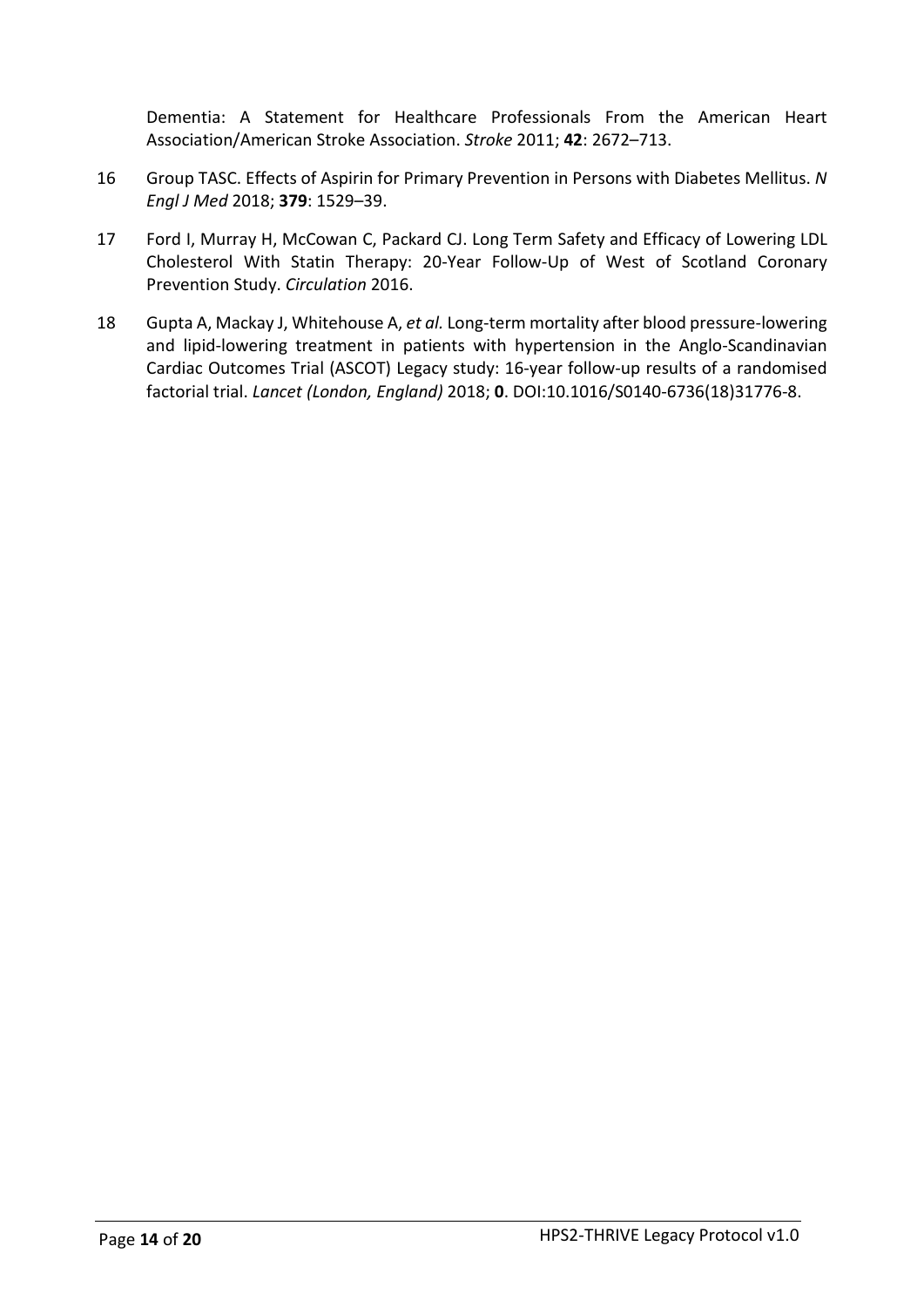Dementia: A Statement for Healthcare Professionals From the American Heart Association/American Stroke Association. *Stroke* 2011; **42**: 2672–713.

16 Group TASC. Effects of Aspirin for Primary Prevention in Persons with Diabetes Mellitus. *N Engl J Med* 2018; **379**: 1529–39.

17 Ford I, Murray H, McCowan C, Packard CJ. Long Term Safety and Efficacy of Lowering LDL Cholesterol With Statin Therapy: 20-Year Follow-Up of West of Scotland Coronary Prevention Study. *Circulation* 2016.

18 Gupta A, Mackay J, Whitehouse A, *et al.* Long-term mortality after blood pressure-lowering and lipid-lowering treatment in patients with hypertension in the Anglo-Scandinavian Cardiac Outcomes Trial (ASCOT) Legacy study: 16-year follow-up results of a randomised factorial trial. *Lancet (London, England)* 2018; **0**. DOI:10.1016/S0140-6736(18)31776-8.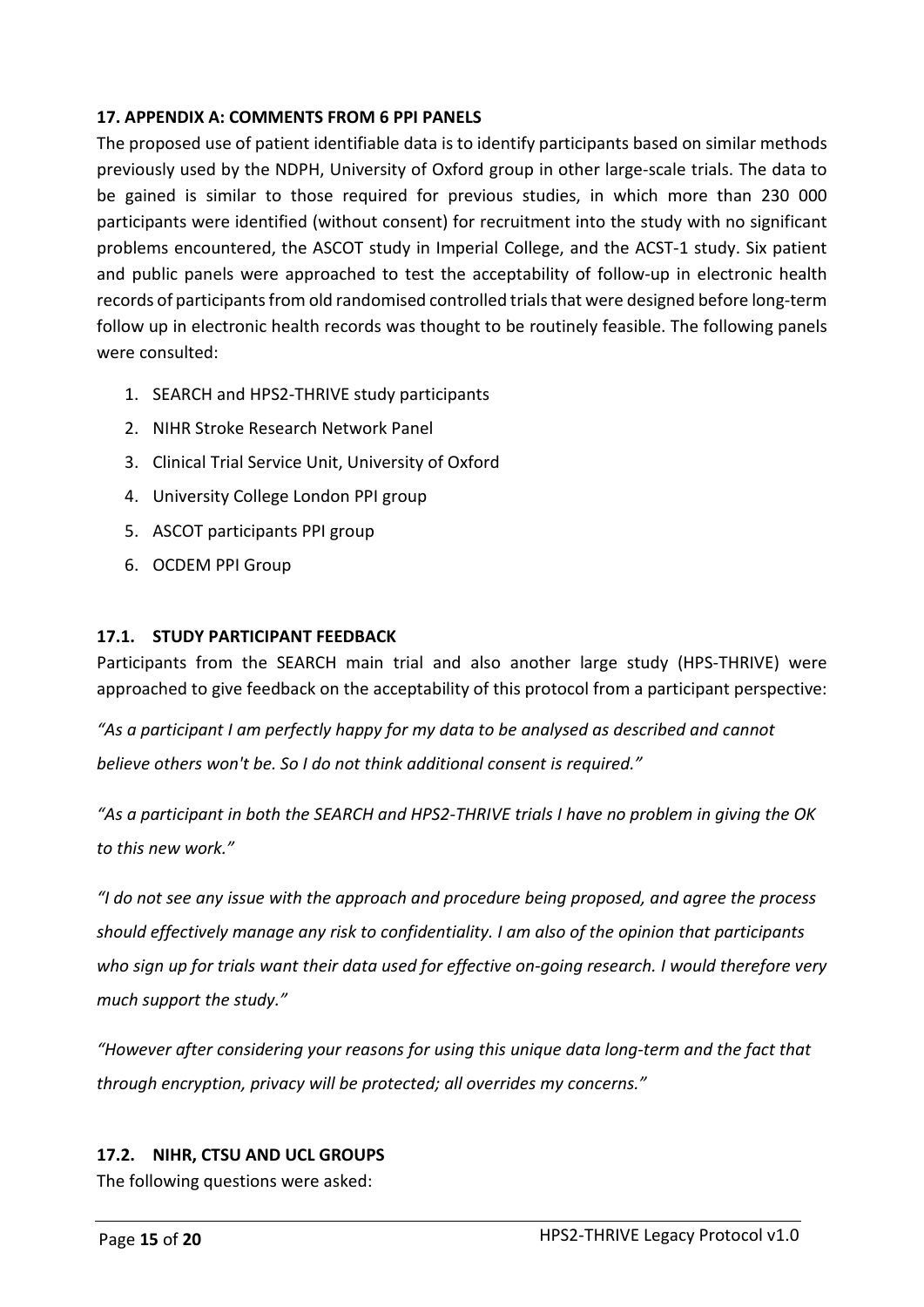## 17. APPENDIX A: COMMENTS FROM 6 PPI PANELS

The proposed use of patient identifiable data is to identify participants based on similar methods previously used by the NDPH, University of Oxford group in other large-scale trials. The data to be gained is similar to those required for previous studies, in which more than 230 000 participants were identified (without consent) for recruitment into the study with no significant problems encountered, the ASCOT study in Imperial College, and the ACST-1 study. Six patient and public panels were approached to test the acceptability of follow-up in electronic health records of participants from old randomised controlled trials that were designed before long-term follow up in electronic health records was thought to be routinely feasible. The following panels were consulted:

1. SEARCH and HPS2-THRIVE study participants
2. NIHR Stroke Research Network Panel
3. Clinical Trial Service Unit, University of Oxford
4. University College London PPI group
5. ASCOT participants PPI group
6. OCDEM PPI Group

### 17.1. STUDY PARTICIPANT FEEDBACK

Participants from the SEARCH main trial and also another large study (HPS-THRIVE) were approached to give feedback on the acceptability of this protocol from a participant perspective:

*"As a participant I am perfectly happy for my data to be analysed as described and cannot believe others won't be. So I do not think additional consent is required."*

*"As a participant in both the SEARCH and HPS2-THRIVE trials I have no problem in giving the OK to this new work."*

*"I do not see any issue with the approach and procedure being proposed, and agree the process should effectively manage any risk to confidentiality. I am also of the opinion that participants who sign up for trials want their data used for effective on-going research. I would therefore very much support the study."*

*"However after considering your reasons for using this unique data long-term and the fact that through encryption, privacy will be protected; all overrides my concerns."*

### 17.2. NIHR, CTSU AND UCL GROUPS

The following questions were asked: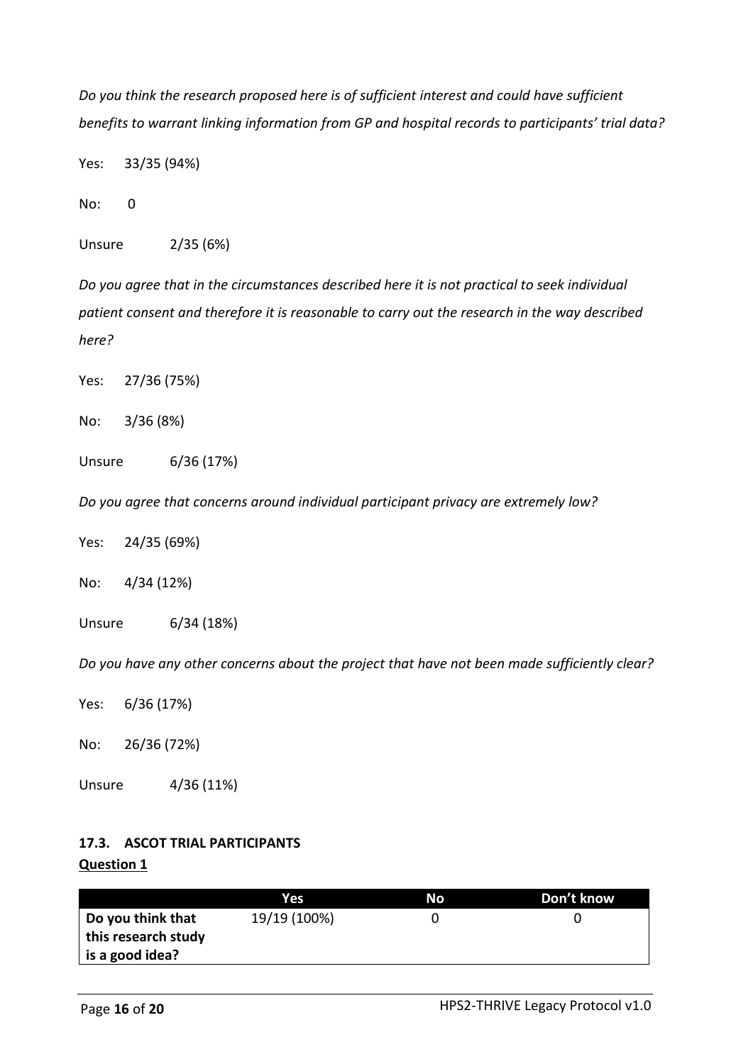*Do you think the research proposed here is of sufficient interest and could have sufficient benefits to warrant linking information from GP and hospital records to participants' trial data?*

Yes: 33/35 (94%)

No: 0

Unsure 2/35 (6%)

*Do you agree that in the circumstances described here it is not practical to seek individual patient consent and therefore it is reasonable to carry out the research in the way described here?*

Yes: 27/36 (75%)

No: 3/36 (8%)

Unsure 6/36 (17%)

*Do you agree that concerns around individual participant privacy are extremely low?*

Yes: 24/35 (69%)

No: 4/34 (12%)

Unsure 6/34 (18%)

*Do you have any other concerns about the project that have not been made sufficiently clear?*

Yes: 6/36 (17%)

No: 26/36 (72%)

Unsure 4/36 (11%)

### 17.3. ASCOT TRIAL PARTICIPANTS

**Question 1**

| | Yes | No | Don't know |
|---|---|---|---|
| **Do you think that this research study is a good idea?** | 19/19 (100%) | 0 | 0 |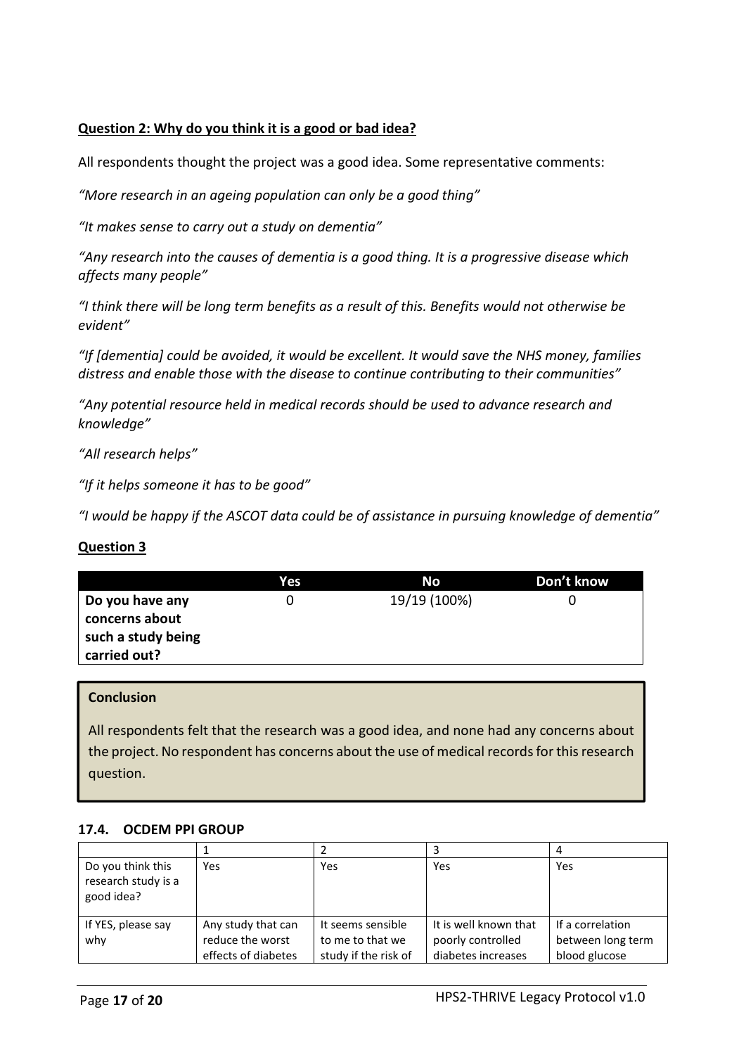**Question 2: Why do you think it is a good or bad idea?**

All respondents thought the project was a good idea. Some representative comments:

*"More research in an ageing population can only be a good thing"*

*"It makes sense to carry out a study on dementia"*

*"Any research into the causes of dementia is a good thing. It is a progressive disease which affects many people"*

*"I think there will be long term benefits as a result of this. Benefits would not otherwise be evident"*

*"If [dementia] could be avoided, it would be excellent. It would save the NHS money, families distress and enable those with the disease to continue contributing to their communities"*

*"Any potential resource held in medical records should be used to advance research and knowledge"*

*"All research helps"*

*"If it helps someone it has to be good"*

*"I would be happy if the ASCOT data could be of assistance in pursuing knowledge of dementia"*

**Question 3**

| | Yes | No | Don't know |
|---|---|---|---|
| **Do you have any concerns about such a study being carried out?** | 0 | 19/19 (100%) | 0 |

**Conclusion**

All respondents felt that the research was a good idea, and none had any concerns about the project. No respondent has concerns about the use of medical records for this research question.

### 17.4. OCDEM PPI GROUP

| | 1 | 2 | 3 | 4 |
|---|---|---|---|---|
| Do you think this research study is a good idea? | Yes | Yes | Yes | Yes |
| If YES, please say why | Any study that can reduce the worst effects of diabetes | It seems sensible to me to that we study if the risk of | It is well known that poorly controlled diabetes increases | If a correlation between long term blood glucose |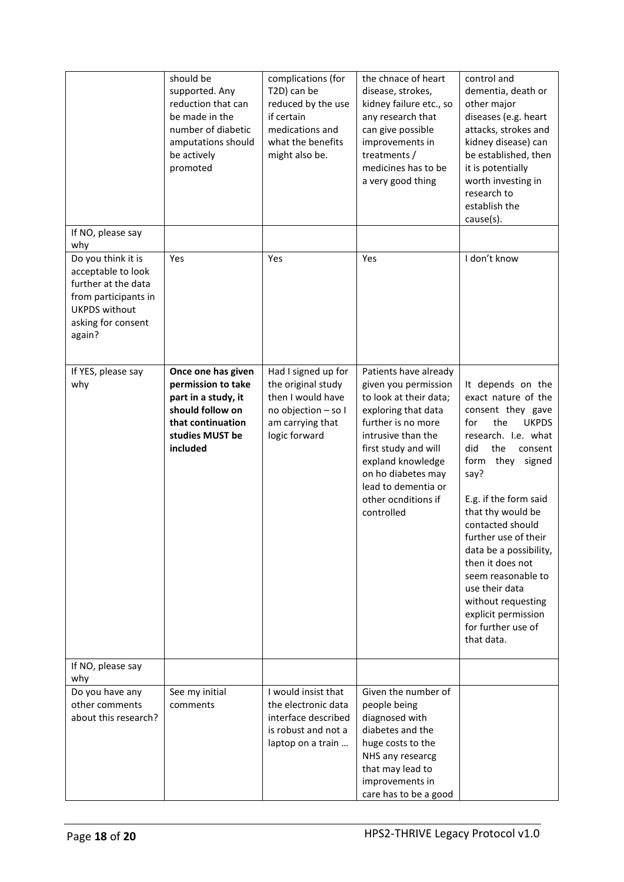| | should be supported. Any reduction that can be made in the number of diabetic amputations should be actively promoted | complications (for T2D) can be reduced by the use if certain medications and what the benefits might also be. | the chnace of heart disease, strokes, kidney failure etc., so any research that can give possible improvements in treatments / medicines has to be a very good thing | control and dementia, death or other major diseases (e.g. heart attacks, strokes and kidney disease) can be established, then it is potentially worth investing in research to establish the cause(s). |
|---|---|---|---|---|
| If NO, please say why | | | | |
| Do you think it is acceptable to look further at the data from participants in UKPDS without asking for consent again? | Yes | Yes | Yes | I don't know |
| If YES, please say why | **Once one has given permission to take part in a study, it should follow on that continuation studies MUST be included** | Had I signed up for the original study then I would have no objection – so I am carrying that logic forward | Patients have already given you permission to look at their data; exploring that data further is no more intrusive than the first study and will expland knowledge on ho diabetes may lead to dementia or other ocnditions if controlled | It depends on the exact nature of the consent they gave for the UKPDS research. I.e. what did the consent form they signed say?<br><br>E.g. if the form said that thy would be contacted should further use of their data be a possibility, then it does not seem reasonable to use their data without requesting explicit permission for further use of that data. |
| If NO, please say why | | | | |
| Do you have any other comments about this research? | See my initial comments | I would insist that the electronic data interface described is robust and not a laptop on a train … | Given the number of people being diagnosed with diabetes and the huge costs to the NHS any researcg that may lead to improvements in care has to be a good | |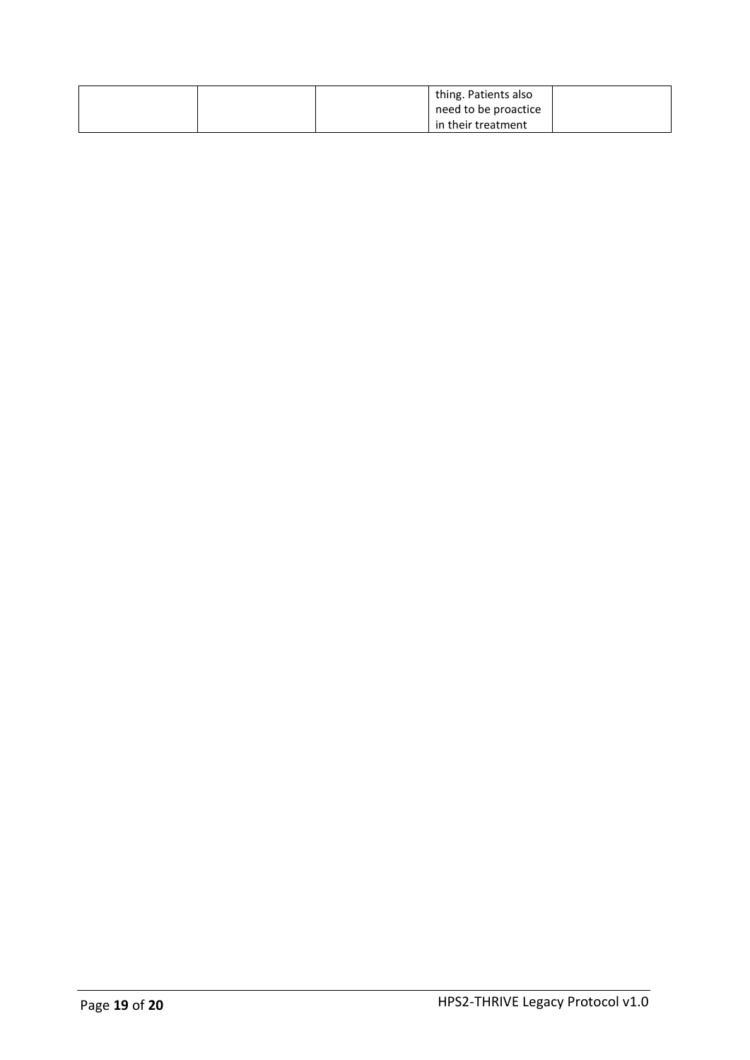| | | | | |
|---|---|---|---|---|
| | | | thing. Patients also need to be proactice in their treatment | |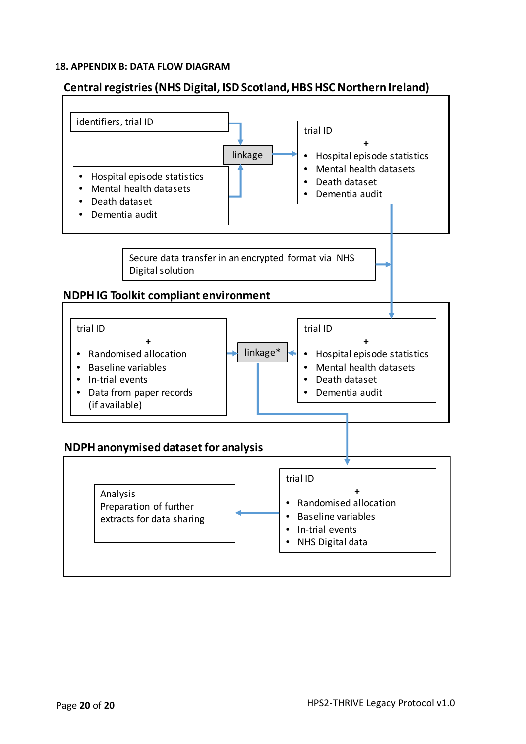## 18. APPENDIX B: DATA FLOW DIAGRAM

### Central registries (NHS Digital, ISD Scotland, HBS HSC Northern Ireland)

identifiers, trial ID

- Hospital episode statistics
- Mental health datasets
- Death dataset
- Dementia audit

linkage

trial ID

+

- Hospital episode statistics
- Mental health datasets
- Death dataset
- Dementia audit

Secure data transfer in an encrypted format via NHS Digital solution

### NDPH IG Toolkit compliant environment

trial ID

+

- Randomised allocation
- Baseline variables
- In-trial events
- Data from paper records (if available)

linkage*

trial ID

+

- Hospital episode statistics
- Mental health datasets
- Death dataset
- Dementia audit

### NDPH anonymised dataset for analysis

trial ID

+

- Randomised allocation
- Baseline variables
- In-trial events
- NHS Digital data

Analysis
Preparation of further extracts for data sharing